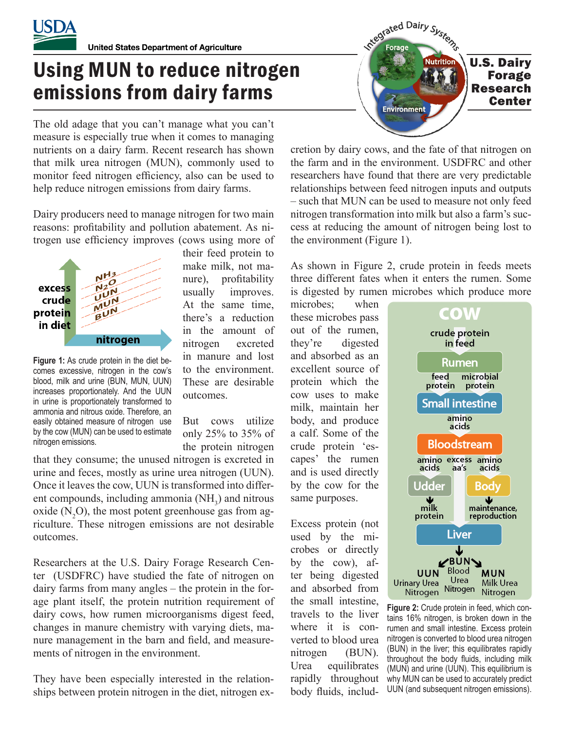United States Department of Agriculture

# Using MUN to reduce nitrogen emissions from dairy farms

U.S. Dairy Forage Research Center

The old adage that you can't manage what you can't measure is especially true when it comes to managing nutrients on a dairy farm. Recent research has shown that milk urea nitrogen (MUN), commonly used to monitor feed nitrogen efficiency, also can be used to help reduce nitrogen emissions from dairy farms.

Dairy producers need to manage nitrogen for two main reasons: profitability and pollution abatement. As nitrogen use efficiency improves (cows using more of their feed protein to make milk, not manure), profitability usually improves. At the same time, there's a reduction in the amount of nitrogen excreted in manure and lost to the environment. These are desirable outcomes.

**Figure 1:** As crude protein in the diet becomes excessive, nitrogen in the cow's blood, milk and urine (BUN, MUN, UUN) increases proportionately. And the UUN in urine is proportionately transformed to ammonia and nitrous oxide. Therefore, an easily obtained measure of nitrogen use by the cow (MUN) can be used to estimate nitrogen emissions.

But cows utilize only 25% to 35% of the protein nitrogen that they consume; the unused nitrogen is excreted in urine and feces, mostly as urine urea nitrogen (UUN). Once it leaves the cow, UUN is transformed into different compounds, including ammonia ($NH_3$) and nitrous oxide ($N_2O$), the most potent greenhouse gas from agriculture. These nitrogen emissions are not desirable outcomes.

Researchers at the U.S. Dairy Forage Research Center (USDFRC) have studied the fate of nitrogen on dairy farms from many angles – the protein in the forage plant itself, the protein nutrition requirement of dairy cows, how rumen microorganisms digest feed, changes in manure chemistry with varying diets, manure management in the barn and field, and measurements of nitrogen in the environment.

They have been especially interested in the relationships between protein nitrogen in the diet, nitrogen excretion by dairy cows, and the fate of that nitrogen on the farm and in the environment. USDFRC and other researchers have found that there are very predictable relationships between feed nitrogen inputs and outputs – such that MUN can be used to measure not only feed nitrogen transformation into milk but also a farm's success at reducing the amount of nitrogen being lost to the environment (Figure 1).

As shown in Figure 2, crude protein in feeds meets three different fates when it enters the rumen. Some is digested by rumen microbes which produce more microbes; when these microbes pass out of the rumen, they're digested and absorbed as an excellent source of protein which the cow uses to make milk, maintain her body, and produce a calf. Some of the crude protein 'escapes' the rumen and is used directly by the cow for the same purposes.

Excess protein (not used by the microbes or directly by the cow), after being digested and absorbed from the small intestine, travels to the liver where it is converted to blood urea nitrogen (BUN). Urea equilibrates rapidly throughout body fluids, includ-

**Figure 2:** Crude protein in feed, which contains 16% nitrogen, is broken down in the rumen and small intestine. Excess protein nitrogen is converted to blood urea nitrogen (BUN) in the liver; this equilibrates rapidly throughout the body fluids, including milk (MUN) and urine (UUN). This equilibrium is why MUN can be used to accurately predict UUN (and subsequent nitrogen emissions).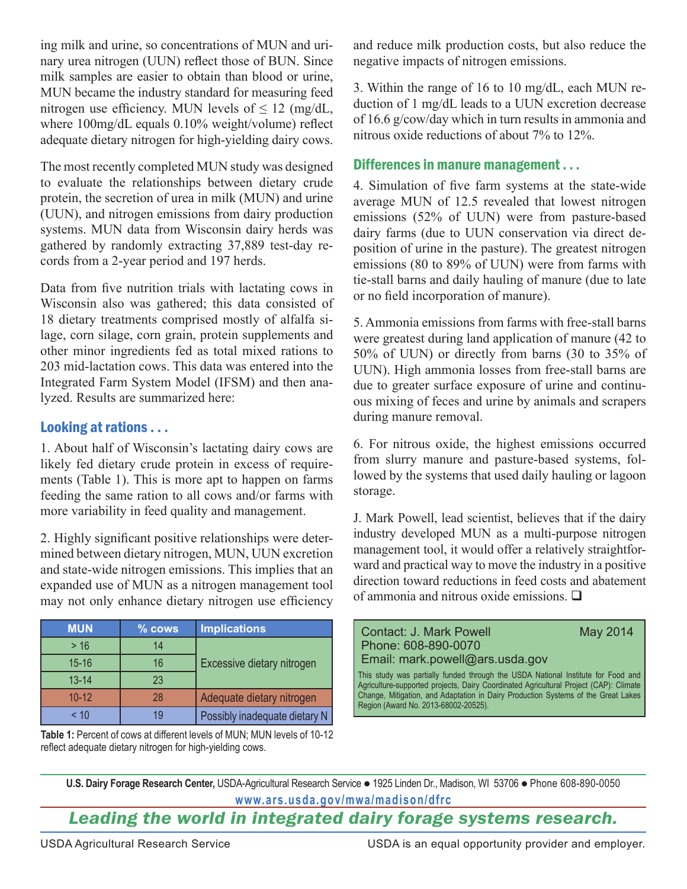ing milk and urine, so concentrations of MUN and urinary urea nitrogen (UUN) reflect those of BUN. Since milk samples are easier to obtain than blood or urine, MUN became the industry standard for measuring feed nitrogen use efficiency. MUN levels of ≤ 12 (mg/dL, where 100mg/dL equals 0.10% weight/volume) reflect adequate dietary nitrogen for high-yielding dairy cows.

The most recently completed MUN study was designed to evaluate the relationships between dietary crude protein, the secretion of urea in milk (MUN) and urine (UUN), and nitrogen emissions from dairy production systems. MUN data from Wisconsin dairy herds was gathered by randomly extracting 37,889 test-day records from a 2-year period and 197 herds.

Data from five nutrition trials with lactating cows in Wisconsin also was gathered; this data consisted of 18 dietary treatments comprised mostly of alfalfa silage, corn silage, corn grain, protein supplements and other minor ingredients fed as total mixed rations to 203 mid-lactation cows. This data was entered into the Integrated Farm System Model (IFSM) and then analyzed. Results are summarized here:

## Looking at rations . . .

1. About half of Wisconsin's lactating dairy cows are likely fed dietary crude protein in excess of requirements (Table 1). This is more apt to happen on farms feeding the same ration to all cows and/or farms with more variability in feed quality and management.

2. Highly significant positive relationships were determined between dietary nitrogen, MUN, UUN excretion and state-wide nitrogen emissions. This implies that an expanded use of MUN as a nitrogen management tool may not only enhance dietary nitrogen use efficiency and reduce milk production costs, but also reduce the negative impacts of nitrogen emissions.

| MUN | % cows | Implications |
|---|---|---|
| > 16 | 14 | Excessive dietary nitrogen |
| 15-16 | 16 | |
| 13-14 | 23 | |
| 10-12 | 28 | Adequate dietary nitrogen |
| < 10 | 19 | Possibly inadequate dietary N |

**Table 1:** Percent of cows at different levels of MUN; MUN levels of 10-12 reflect adequate dietary nitrogen for high-yielding cows.

3. Within the range of 16 to 10 mg/dL, each MUN reduction of 1 mg/dL leads to a UUN excretion decrease of 16.6 g/cow/day which in turn results in ammonia and nitrous oxide reductions of about 7% to 12%.

## Differences in manure management . . .

4. Simulation of five farm systems at the state-wide average MUN of 12.5 revealed that lowest nitrogen emissions (52% of UUN) were from pasture-based dairy farms (due to UUN conservation via direct deposition of urine in the pasture). The greatest nitrogen emissions (80 to 89% of UUN) were from farms with tie-stall barns and daily hauling of manure (due to late or no field incorporation of manure).

5. Ammonia emissions from farms with free-stall barns were greatest during land application of manure (42 to 50% of UUN) or directly from barns (30 to 35% of UUN). High ammonia losses from free-stall barns are due to greater surface exposure of urine and continuous mixing of feces and urine by animals and scrapers during manure removal.

6. For nitrous oxide, the highest emissions occurred from slurry manure and pasture-based systems, followed by the systems that used daily hauling or lagoon storage.

J. Mark Powell, lead scientist, believes that if the dairy industry developed MUN as a multi-purpose nitrogen management tool, it would offer a relatively straightforward and practical way to move the industry in a positive direction toward reductions in feed costs and abatement of ammonia and nitrous oxide emissions. ❑

Contact: J. Mark Powell — May 2014
Phone: 608-890-0070
Email: mark.powell@ars.usda.gov

This study was partially funded through the USDA National Institute for Food and Agriculture-supported projects, Dairy Coordinated Agricultural Project (CAP): Climate Change, Mitigation, and Adaptation in Dairy Production Systems of the Great Lakes Region (Award No. 2013-68002-20525).

**U.S. Dairy Forage Research Center,** USDA-Agricultural Research Service ● 1925 Linden Dr., Madison, WI 53706 ● Phone 608-890-0050

www.ars.usda.gov/mwa/madison/dfrc

*Leading the world in integrated dairy forage systems research.*

USDA Agricultural Research Service — USDA is an equal opportunity provider and employer.